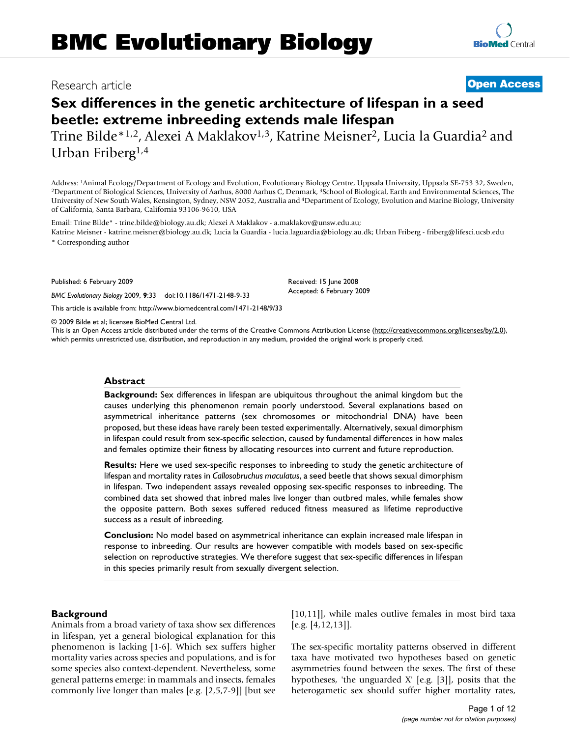# BMC Evolutionary Biology

Research article

**Open Access**

## Sex differences in the genetic architecture of lifespan in a seed beetle: extreme inbreeding extends male lifespan

Trine Bilde*[1,2], Alexei A Maklakov[1,3], Katrine Meisner[2], Lucia la Guardia[2] and Urban Friberg[1,4]

Address: [1]Animal Ecology/Department of Ecology and Evolution, Evolutionary Biology Centre, Uppsala University, Uppsala SE-753 32, Sweden, [2]Department of Biological Sciences, University of Aarhus, 8000 Aarhus C, Denmark, [3]School of Biological, Earth and Environmental Sciences, The University of New South Wales, Kensington, Sydney, NSW 2052, Australia and [4]Department of Ecology, Evolution and Marine Biology, University of California, Santa Barbara, California 93106-9610, USA

Email: Trine Bilde* - trine.bilde@biology.au.dk; Alexei A Maklakov - a.maklakov@unsw.edu.au; Katrine Meisner - katrine.meisner@biology.au.dk; Lucia la Guardia - lucia.laguardia@biology.au.dk; Urban Friberg - friberg@lifesci.ucsb.edu

\* Corresponding author

Published: 6 February 2009

*BMC Evolutionary Biology* 2009, **9**:33 doi:10.1186/1471-2148-9-33

Received: 15 June 2008
Accepted: 6 February 2009

This article is available from: http://www.biomedcentral.com/1471-2148/9/33

© 2009 Bilde et al; licensee BioMed Central Ltd.
This is an Open Access article distributed under the terms of the Creative Commons Attribution License (http://creativecommons.org/licenses/by/2.0), which permits unrestricted use, distribution, and reproduction in any medium, provided the original work is properly cited.

### Abstract

**Background:** Sex differences in lifespan are ubiquitous throughout the animal kingdom but the causes underlying this phenomenon remain poorly understood. Several explanations based on asymmetrical inheritance patterns (sex chromosomes or mitochondrial DNA) have been proposed, but these ideas have rarely been tested experimentally. Alternatively, sexual dimorphism in lifespan could result from sex-specific selection, caused by fundamental differences in how males and females optimize their fitness by allocating resources into current and future reproduction.

**Results:** Here we used sex-specific responses to inbreeding to study the genetic architecture of lifespan and mortality rates in *Callosobruchus maculatus*, a seed beetle that shows sexual dimorphism in lifespan. Two independent assays revealed opposing sex-specific responses to inbreeding. The combined data set showed that inbred males live longer than outbred males, while females show the opposite pattern. Both sexes suffered reduced fitness measured as lifetime reproductive success as a result of inbreeding.

**Conclusion:** No model based on asymmetrical inheritance can explain increased male lifespan in response to inbreeding. Our results are however compatible with models based on sex-specific selection on reproductive strategies. We therefore suggest that sex-specific differences in lifespan in this species primarily result from sexually divergent selection.

### Background

Animals from a broad variety of taxa show sex differences in lifespan, yet a general biological explanation for this phenomenon is lacking [1-6]. Which sex suffers higher mortality varies across species and populations, and is for some species also context-dependent. Nevertheless, some general patterns emerge: in mammals and insects, females commonly live longer than males [e.g. [2,5,7-9]] [but see [10,11]], while males outlive females in most bird taxa [e.g. [4,12,13]].

The sex-specific mortality patterns observed in different taxa have motivated two hypotheses based on genetic asymmetries found between the sexes. The first of these hypotheses, 'the unguarded X' [e.g. [3]], posits that the heterogametic sex should suffer higher mortality rates,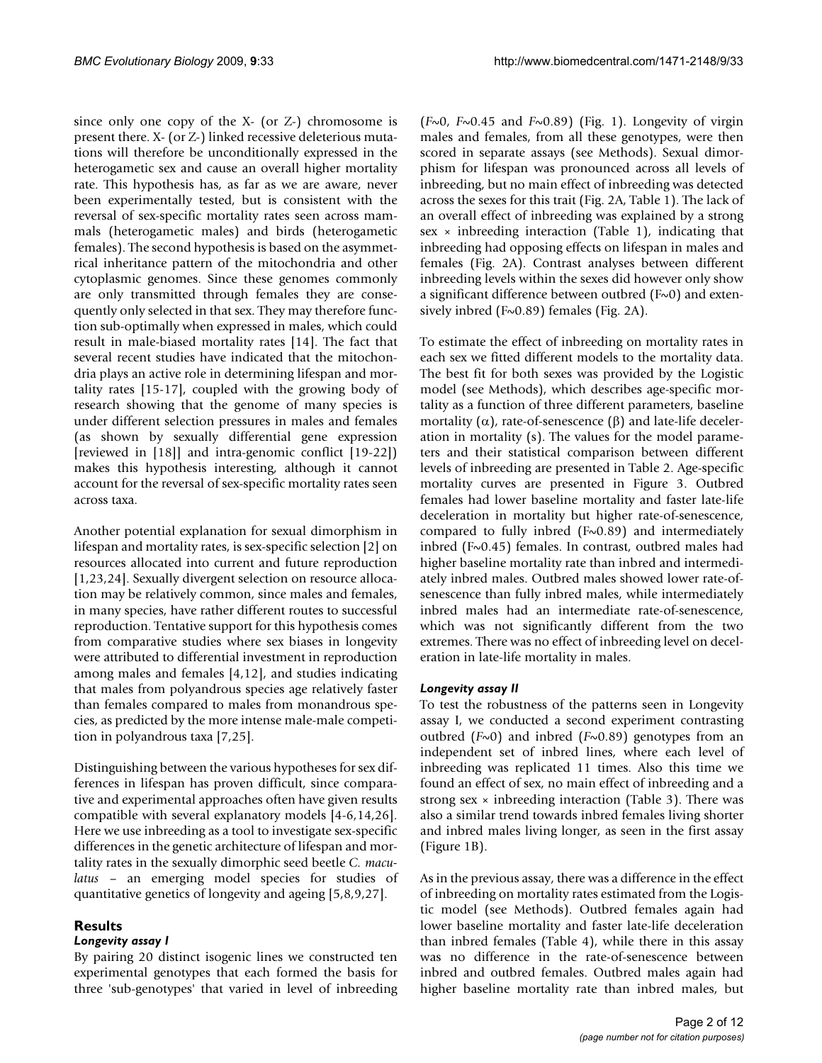since only one copy of the X- (or Z-) chromosome is present there. X- (or Z-) linked recessive deleterious mutations will therefore be unconditionally expressed in the heterogametic sex and cause an overall higher mortality rate. This hypothesis has, as far as we are aware, never been experimentally tested, but is consistent with the reversal of sex-specific mortality rates seen across mammals (heterogametic males) and birds (heterogametic females). The second hypothesis is based on the asymmetrical inheritance pattern of the mitochondria and other cytoplasmic genomes. Since these genomes commonly are only transmitted through females they are consequently only selected in that sex. They may therefore function sub-optimally when expressed in males, which could result in male-biased mortality rates [14]. The fact that several recent studies have indicated that the mitochondria plays an active role in determining lifespan and mortality rates [15-17], coupled with the growing body of research showing that the genome of many species is under different selection pressures in males and females (as shown by sexually differential gene expression [reviewed in [18]] and intra-genomic conflict [19-22]) makes this hypothesis interesting, although it cannot account for the reversal of sex-specific mortality rates seen across taxa.

Another potential explanation for sexual dimorphism in lifespan and mortality rates, is sex-specific selection [2] on resources allocated into current and future reproduction [1,23,24]. Sexually divergent selection on resource allocation may be relatively common, since males and females, in many species, have rather different routes to successful reproduction. Tentative support for this hypothesis comes from comparative studies where sex biases in longevity were attributed to differential investment in reproduction among males and females [4,12], and studies indicating that males from polyandrous species age relatively faster than females compared to males from monandrous species, as predicted by the more intense male-male competition in polyandrous taxa [7,25].

Distinguishing between the various hypotheses for sex differences in lifespan has proven difficult, since comparative and experimental approaches often have given results compatible with several explanatory models [4-6,14,26]. Here we use inbreeding as a tool to investigate sex-specific differences in the genetic architecture of lifespan and mortality rates in the sexually dimorphic seed beetle *C. maculatus* – an emerging model species for studies of quantitative genetics of longevity and ageing [5,8,9,27].

## Results

### *Longevity assay I*

By pairing 20 distinct isogenic lines we constructed ten experimental genotypes that each formed the basis for three 'sub-genotypes' that varied in level of inbreeding ($F$~0, $F$~0.45 and $F$~0.89) (Fig. 1). Longevity of virgin males and females, from all these genotypes, were then scored in separate assays (see Methods). Sexual dimorphism for lifespan was pronounced across all levels of inbreeding, but no main effect of inbreeding was detected across the sexes for this trait (Fig. 2A, Table 1). The lack of an overall effect of inbreeding was explained by a strong sex × inbreeding interaction (Table 1), indicating that inbreeding had opposing effects on lifespan in males and females (Fig. 2A). Contrast analyses between different inbreeding levels within the sexes did however only show a significant difference between outbred (F~0) and extensively inbred (F~0.89) females (Fig. 2A).

To estimate the effect of inbreeding on mortality rates in each sex we fitted different models to the mortality data. The best fit for both sexes was provided by the Logistic model (see Methods), which describes age-specific mortality as a function of three different parameters, baseline mortality ($\alpha$), rate-of-senescence ($\beta$) and late-life deceleration in mortality (s). The values for the model parameters and their statistical comparison between different levels of inbreeding are presented in Table 2. Age-specific mortality curves are presented in Figure 3. Outbred females had lower baseline mortality and faster late-life deceleration in mortality but higher rate-of-senescence, compared to fully inbred (F~0.89) and intermediately inbred (F~0.45) females. In contrast, outbred males had higher baseline mortality rate than inbred and intermediately inbred males. Outbred males showed lower rate-of-senescence than fully inbred males, while intermediately inbred males had an intermediate rate-of-senescence, which was not significantly different from the two extremes. There was no effect of inbreeding level on deceleration in late-life mortality in males.

### *Longevity assay II*

To test the robustness of the patterns seen in Longevity assay I, we conducted a second experiment contrasting outbred ($F$~0) and inbred ($F$~0.89) genotypes from an independent set of inbred lines, where each level of inbreeding was replicated 11 times. Also this time we found an effect of sex, no main effect of inbreeding and a strong sex × inbreeding interaction (Table 3). There was also a similar trend towards inbred females living shorter and inbred males living longer, as seen in the first assay (Figure 1B).

As in the previous assay, there was a difference in the effect of inbreeding on mortality rates estimated from the Logistic model (see Methods). Outbred females again had lower baseline mortality and faster late-life deceleration than inbred females (Table 4), while there in this assay was no difference in the rate-of-senescence between inbred and outbred females. Outbred males again had higher baseline mortality rate than inbred males, but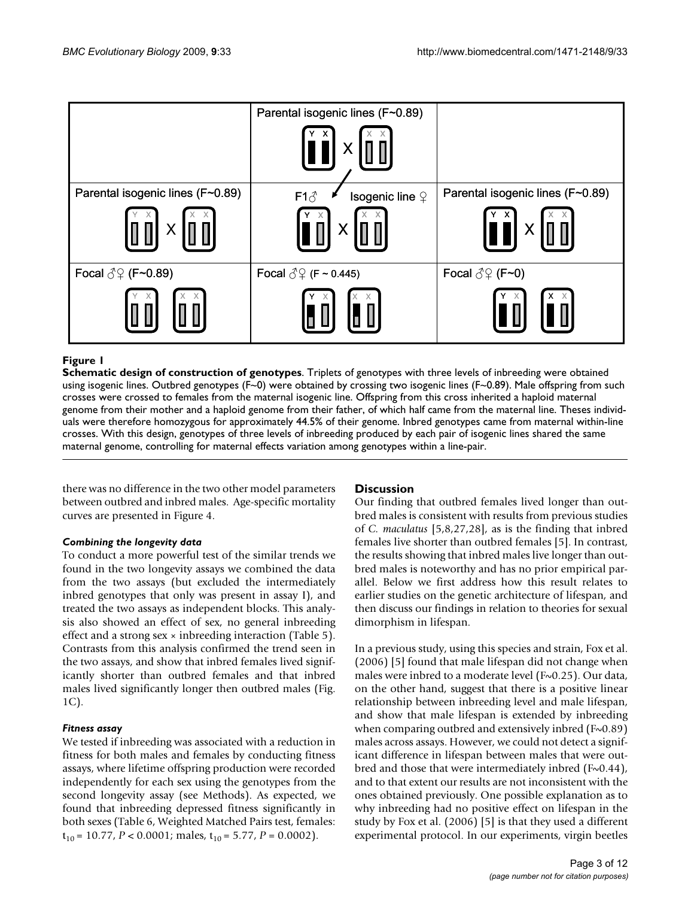| | Parental isogenic lines (F~0.89) | |
|---|---|---|
| Parental isogenic lines (F~0.89) | F1♂ × Isogenic line ♀ | Parental isogenic lines (F~0.89) |
| Focal ♂♀ (F~0.89) | Focal ♂♀ (F ~ 0.445) | Focal ♂♀ (F~0) |

**Figure 1**

**Schematic design of construction of genotypes**. Triplets of genotypes with three levels of inbreeding were obtained using isogenic lines. Outbred genotypes (F~0) were obtained by crossing two isogenic lines (F~0.89). Male offspring from such crosses were crossed to females from the maternal isogenic line. Offspring from this cross inherited a haploid maternal genome from their mother and a haploid genome from their father, of which half came from the maternal line. Theses individuals were therefore homozygous for approximately 44.5% of their genome. Inbred genotypes came from maternal within-line crosses. With this design, genotypes of three levels of inbreeding produced by each pair of isogenic lines shared the same maternal genome, controlling for maternal effects variation among genotypes within a line-pair.

there was no difference in the two other model parameters between outbred and inbred males. Age-specific mortality curves are presented in Figure 4.

### *Combining the longevity data*

To conduct a more powerful test of the similar trends we found in the two longevity assays we combined the data from the two assays (but excluded the intermediately inbred genotypes that only was present in assay I), and treated the two assays as independent blocks. This analysis also showed an effect of sex, no general inbreeding effect and a strong sex × inbreeding interaction (Table 5). Contrasts from this analysis confirmed the trend seen in the two assays, and show that inbred females lived significantly shorter than outbred females and that inbred males lived significantly longer then outbred males (Fig. 1C).

### *Fitness assay*

We tested if inbreeding was associated with a reduction in fitness for both males and females by conducting fitness assays, where lifetime offspring production were recorded independently for each sex using the genotypes from the second longevity assay (see Methods). As expected, we found that inbreeding depressed fitness significantly in both sexes (Table 6, Weighted Matched Pairs test, females: $t_{10} = 10.77$, $P < 0.0001$; males, $t_{10} = 5.77$, $P = 0.0002$).

## Discussion

Our finding that outbred females lived longer than outbred males is consistent with results from previous studies of *C. maculatus* [5,8,27,28], as is the finding that inbred females live shorter than outbred females [5]. In contrast, the results showing that inbred males live longer than outbred males is noteworthy and has no prior empirical parallel. Below we first address how this result relates to earlier studies on the genetic architecture of lifespan, and then discuss our findings in relation to theories for sexual dimorphism in lifespan.

In a previous study, using this species and strain, Fox et al. (2006) [5] found that male lifespan did not change when males were inbred to a moderate level (F~0.25). Our data, on the other hand, suggest that there is a positive linear relationship between inbreeding level and male lifespan, and show that male lifespan is extended by inbreeding when comparing outbred and extensively inbred (F~0.89) males across assays. However, we could not detect a significant difference in lifespan between males that were outbred and those that were intermediately inbred (F~0.44), and to that extent our results are not inconsistent with the ones obtained previously. One possible explanation as to why inbreeding had no positive effect on lifespan in the study by Fox et al. (2006) [5] is that they used a different experimental protocol. In our experiments, virgin beetles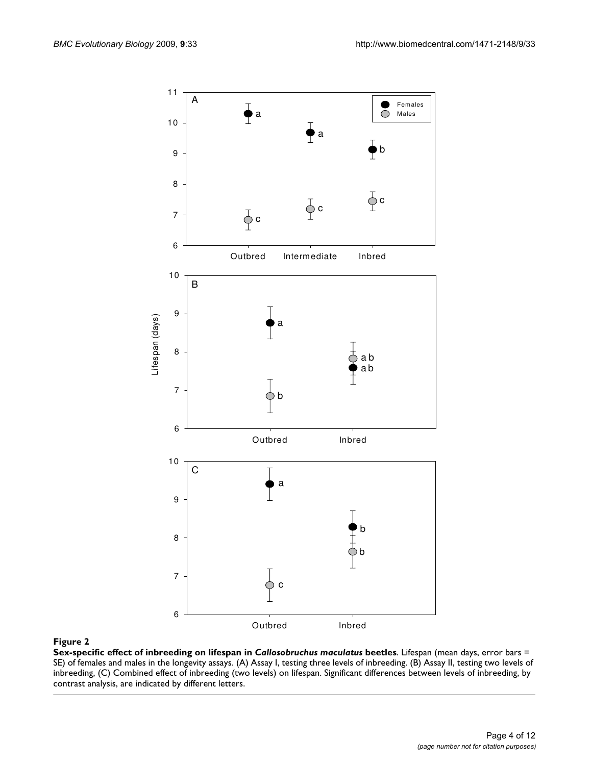**Figure 2**

**Sex-specific effect of inbreeding on lifespan in *Callosobruchus maculatus* beetles**. Lifespan (mean days, error bars = SE) of females and males in the longevity assays. (A) Assay I, testing three levels of inbreeding. (B) Assay II, testing two levels of inbreeding, (C) Combined effect of inbreeding (two levels) on lifespan. Significant differences between levels of inbreeding, by contrast analysis, are indicated by different letters.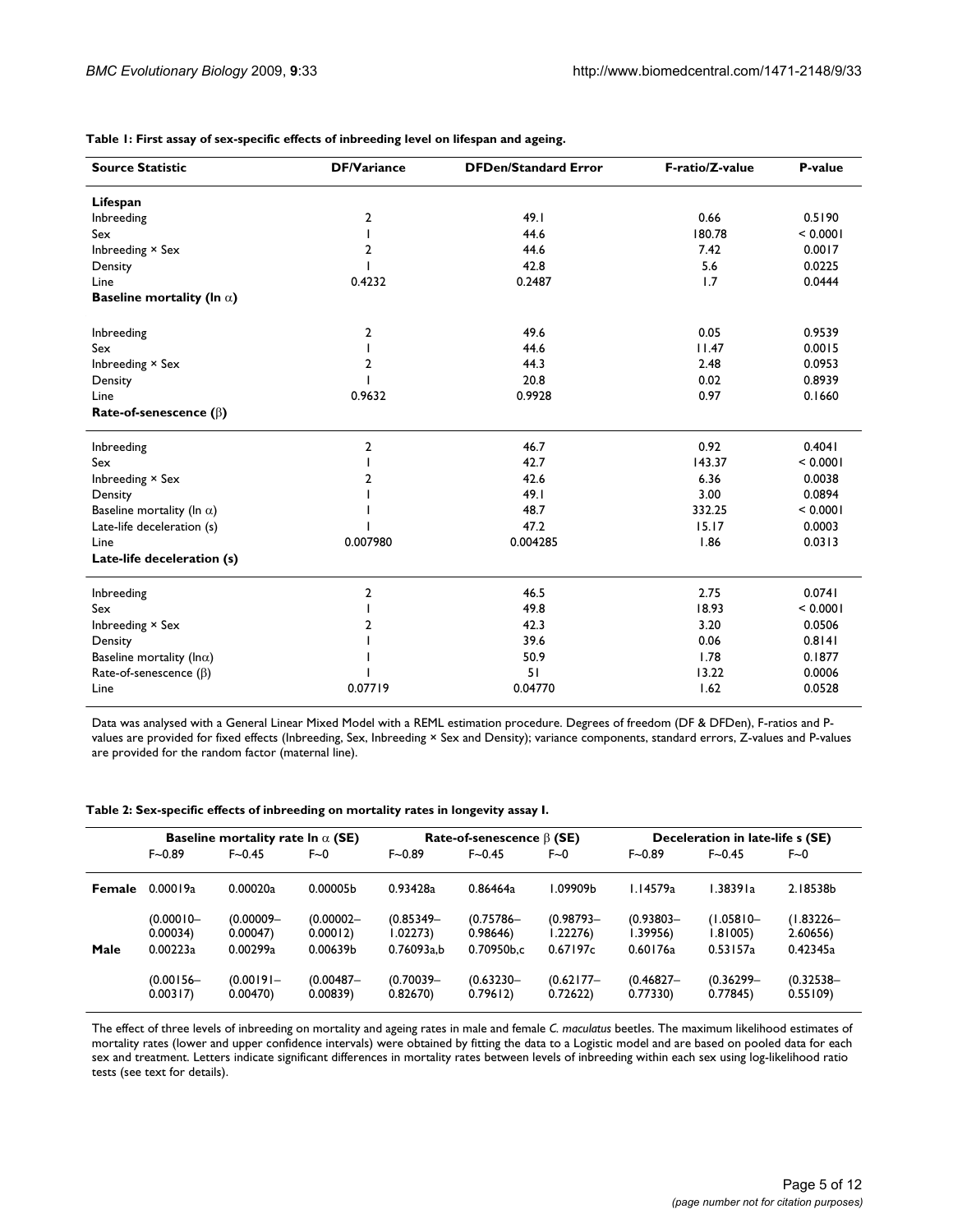**Table 1: First assay of sex-specific effects of inbreeding level on lifespan and ageing.**

| Source Statistic | DF/Variance | DFDen/Standard Error | F-ratio/Z-value | P-value |
|---|---|---|---|---|
| **Lifespan** | | | | |
| Inbreeding | 2 | 49.1 | 0.66 | 0.5190 |
| Sex | 1 | 44.6 | 180.78 | < 0.0001 |
| Inbreeding × Sex | 2 | 44.6 | 7.42 | 0.0017 |
| Density | 1 | 42.8 | 5.6 | 0.0225 |
| Line | 0.4232 | 0.2487 | 1.7 | 0.0444 |
| **Baseline mortality (ln $\alpha$)** | | | | |
| Inbreeding | 2 | 49.6 | 0.05 | 0.9539 |
| Sex | 1 | 44.6 | 11.47 | 0.0015 |
| Inbreeding × Sex | 2 | 44.3 | 2.48 | 0.0953 |
| Density | 1 | 20.8 | 0.02 | 0.8939 |
| Line | 0.9632 | 0.9928 | 0.97 | 0.1660 |
| **Rate-of-senescence ($\beta$)** | | | | |
| Inbreeding | 2 | 46.7 | 0.92 | 0.4041 |
| Sex | 1 | 42.7 | 143.37 | < 0.0001 |
| Inbreeding × Sex | 2 | 42.6 | 6.36 | 0.0038 |
| Density | 1 | 49.1 | 3.00 | 0.0894 |
| Baseline mortality (ln $\alpha$) | 1 | 48.7 | 332.25 | < 0.0001 |
| Late-life deceleration (s) | 1 | 47.2 | 15.17 | 0.0003 |
| Line | 0.007980 | 0.004285 | 1.86 | 0.0313 |
| **Late-life deceleration (s)** | | | | |
| Inbreeding | 2 | 46.5 | 2.75 | 0.0741 |
| Sex | 1 | 49.8 | 18.93 | < 0.0001 |
| Inbreeding × Sex | 2 | 42.3 | 3.20 | 0.0506 |
| Density | 1 | 39.6 | 0.06 | 0.8141 |
| Baseline mortality (ln$\alpha$) | 1 | 50.9 | 1.78 | 0.1877 |
| Rate-of-senescence ($\beta$) | 1 | 51 | 13.22 | 0.0006 |
| Line | 0.07719 | 0.04770 | 1.62 | 0.0528 |

Data was analysed with a General Linear Mixed Model with a REML estimation procedure. Degrees of freedom (DF & DFDen), F-ratios and P-values are provided for fixed effects (Inbreeding, Sex, Inbreeding × Sex and Density); variance components, standard errors, Z-values and P-values are provided for the random factor (maternal line).

**Table 2: Sex-specific effects of inbreeding on mortality rates in longevity assay I.**

| | Baseline mortality rate ln $\alpha$ (SE) | | | Rate-of-senescence $\beta$ (SE) | | | Deceleration in late-life s (SE) | | |
|---|---|---|---|---|---|---|---|---|---|
| | F~0.89 | F~0.45 | F~0 | F~0.89 | F~0.45 | F~0 | F~0.89 | F~0.45 | F~0 |
| **Female** | 0.00019a | 0.00020a | 0.00005b | 0.93428a | 0.86464a | 1.09909b | 1.14579a | 1.38391a | 2.18538b |
| | (0.00010–0.00034) | (0.00009–0.00047) | (0.00002–0.00012) | (0.85349–1.02273) | (0.75786–0.98646) | (0.98793–1.22276) | (0.93803–1.39956) | (1.05810–1.81005) | (1.83226–2.60656) |
| **Male** | 0.00223a | 0.00299a | 0.00639b | 0.76093a,b | 0.70950b,c | 0.67197c | 0.60176a | 0.53157a | 0.42345a |
| | (0.00156–0.00317) | (0.00191–0.00470) | (0.00487–0.00839) | (0.70039–0.82670) | (0.63230–0.79612) | (0.62177–0.72622) | (0.46827–0.77330) | (0.36299–0.77845) | (0.32538–0.55109) |

The effect of three levels of inbreeding on mortality and ageing rates in male and female *C. maculatus* beetles. The maximum likelihood estimates of mortality rates (lower and upper confidence intervals) were obtained by fitting the data to a Logistic model and are based on pooled data for each sex and treatment. Letters indicate significant differences in mortality rates between levels of inbreeding within each sex using log-likelihood ratio tests (see text for details).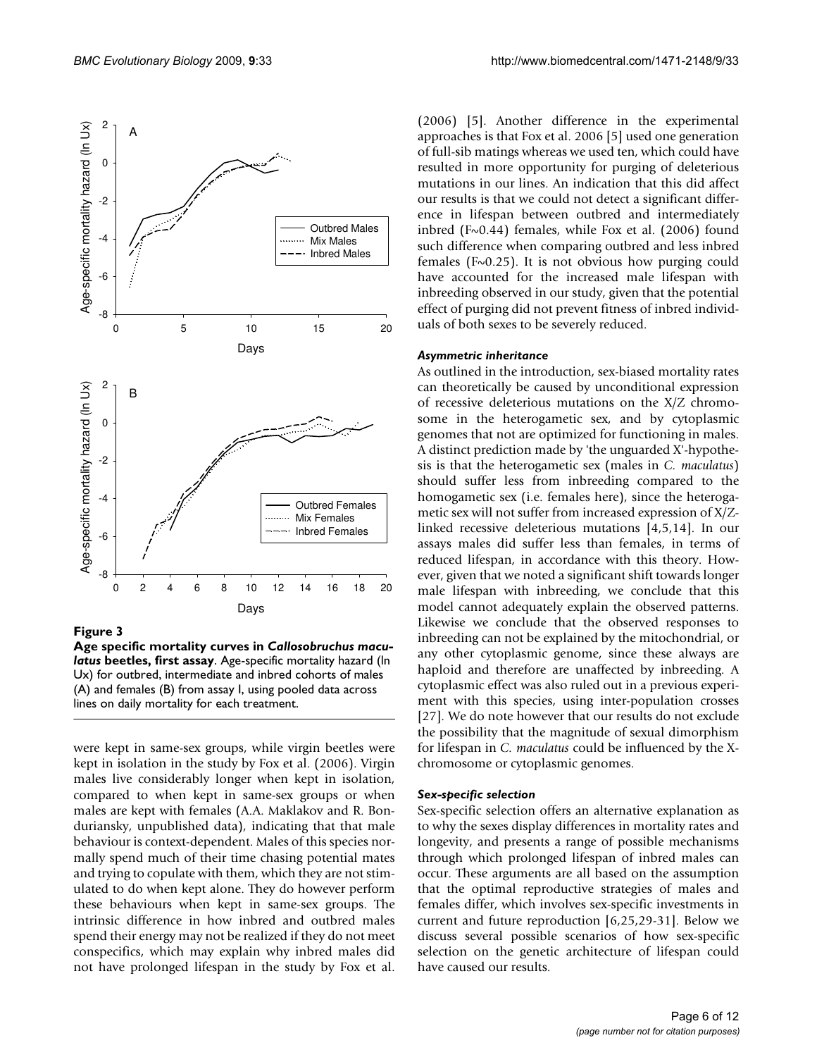A

Age-specific mortality hazard (ln Ux)

2
0
-2
-4
-6
-8

0 5 10 15 20

Days

Outbred Males
Mix Males
Inbred Males

B

Age-specific mortality hazard (ln Ux)

2
0
-2
-4
-6
-8

0 2 4 6 8 10 12 14 16 18 20

Days

Outbred Females
Mix Females
Inbred Females

**Figure 3**

**Age specific mortality curves in *Callosobruchus maculatus* beetles, first assay**. Age-specific mortality hazard (ln Ux) for outbred, intermediate and inbred cohorts of males (A) and females (B) from assay I, using pooled data across lines on daily mortality for each treatment.

were kept in same-sex groups, while virgin beetles were kept in isolation in the study by Fox et al. (2006). Virgin males live considerably longer when kept in isolation, compared to when kept in same-sex groups or when males are kept with females (A.A. Maklakov and R. Bonduriansky, unpublished data), indicating that that male behaviour is context-dependent. Males of this species normally spend much of their time chasing potential mates and trying to copulate with them, which they are not stimulated to do when kept alone. They do however perform these behaviours when kept in same-sex groups. The intrinsic difference in how inbred and outbred males spend their energy may not be realized if they do not meet conspecifics, which may explain why inbred males did not have prolonged lifespan in the study by Fox et al. (2006) [5]. Another difference in the experimental approaches is that Fox et al. 2006 [5] used one generation of full-sib matings whereas we used ten, which could have resulted in more opportunity for purging of deleterious mutations in our lines. An indication that this did affect our results is that we could not detect a significant difference in lifespan between outbred and intermediately inbred (F~0.44) females, while Fox et al. (2006) found such difference when comparing outbred and less inbred females (F~0.25). It is not obvious how purging could have accounted for the increased male lifespan with inbreeding observed in our study, given that the potential effect of purging did not prevent fitness of inbred individuals of both sexes to be severely reduced.

### *Asymmetric inheritance*

As outlined in the introduction, sex-biased mortality rates can theoretically be caused by unconditional expression of recessive deleterious mutations on the X/Z chromosome in the heterogametic sex, and by cytoplasmic genomes that not are optimized for functioning in males. A distinct prediction made by 'the unguarded X'-hypothesis is that the heterogametic sex (males in *C. maculatus*) should suffer less from inbreeding compared to the homogametic sex (i.e. females here), since the heterogametic sex will not suffer from increased expression of X/Z-linked recessive deleterious mutations [4,5,14]. In our assays males did suffer less than females, in terms of reduced lifespan, in accordance with this theory. However, given that we noted a significant shift towards longer male lifespan with inbreeding, we conclude that this model cannot adequately explain the observed patterns. Likewise we conclude that the observed responses to inbreeding can not be explained by the mitochondrial, or any other cytoplasmic genome, since these always are haploid and therefore are unaffected by inbreeding. A cytoplasmic effect was also ruled out in a previous experiment with this species, using inter-population crosses [27]. We do note however that our results do not exclude the possibility that the magnitude of sexual dimorphism for lifespan in *C. maculatus* could be influenced by the X-chromosome or cytoplasmic genomes.

### *Sex-specific selection*

Sex-specific selection offers an alternative explanation as to why the sexes display differences in mortality rates and longevity, and presents a range of possible mechanisms through which prolonged lifespan of inbred males can occur. These arguments are all based on the assumption that the optimal reproductive strategies of males and females differ, which involves sex-specific investments in current and future reproduction [6,25,29-31]. Below we discuss several possible scenarios of how sex-specific selection on the genetic architecture of lifespan could have caused our results.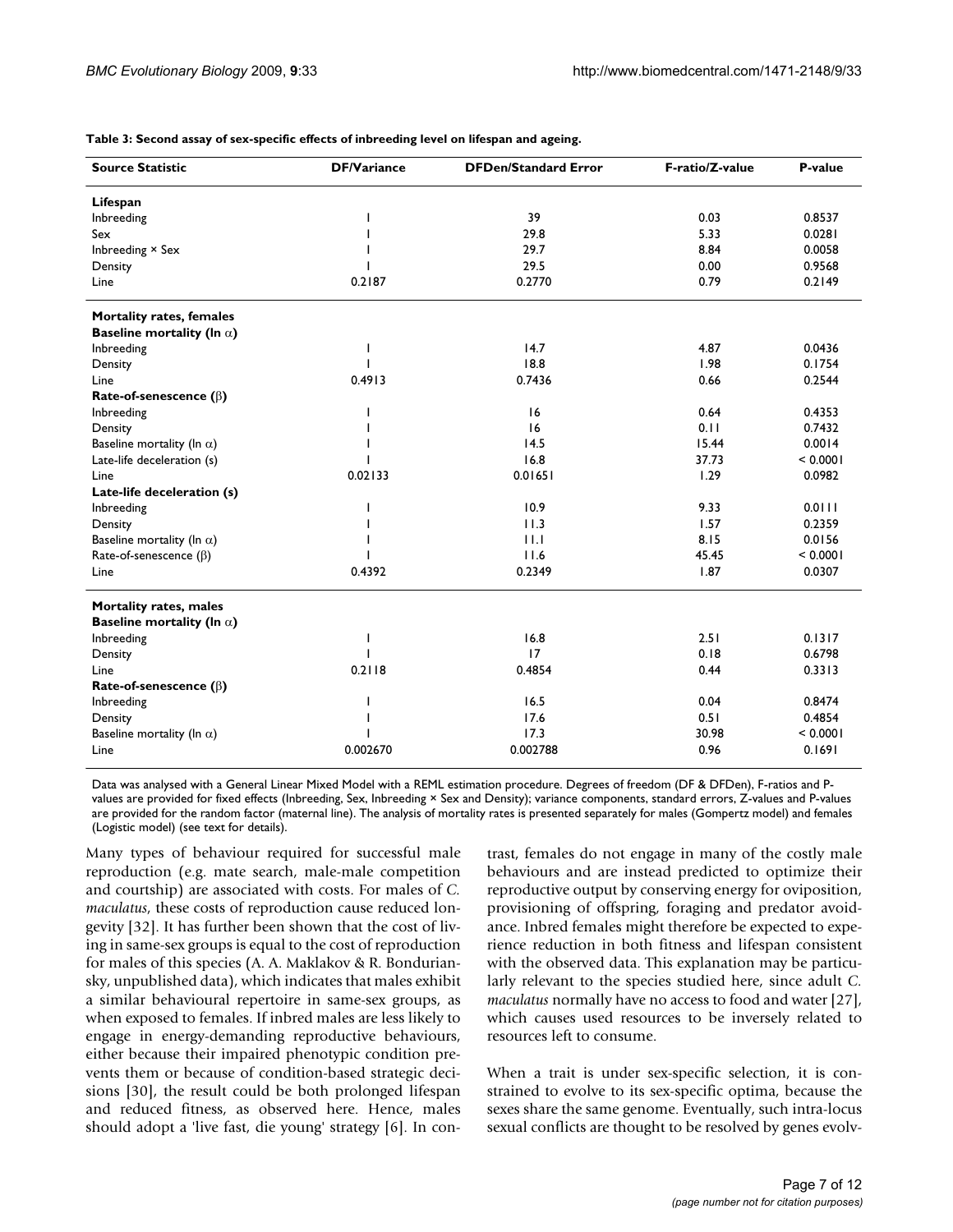**Table 3: Second assay of sex-specific effects of inbreeding level on lifespan and ageing.**

| Source Statistic | DF/Variance | DFDen/Standard Error | F-ratio/Z-value | P-value |
|---|---|---|---|---|
| **Lifespan** | | | | |
| Inbreeding | 1 | 39 | 0.03 | 0.8537 |
| Sex | 1 | 29.8 | 5.33 | 0.0281 |
| Inbreeding × Sex | 1 | 29.7 | 8.84 | 0.0058 |
| Density | 1 | 29.5 | 0.00 | 0.9568 |
| Line | 0.2187 | 0.2770 | 0.79 | 0.2149 |
| **Mortality rates, females** | | | | |
| **Baseline mortality (ln $\alpha$)** | | | | |
| Inbreeding | 1 | 14.7 | 4.87 | 0.0436 |
| Density | 1 | 18.8 | 1.98 | 0.1754 |
| Line | 0.4913 | 0.7436 | 0.66 | 0.2544 |
| **Rate-of-senescence ($\beta$)** | | | | |
| Inbreeding | 1 | 16 | 0.64 | 0.4353 |
| Density | 1 | 16 | 0.11 | 0.7432 |
| Baseline mortality (ln $\alpha$) | 1 | 14.5 | 15.44 | 0.0014 |
| Late-life deceleration (s) | 1 | 16.8 | 37.73 | < 0.0001 |
| Line | 0.02133 | 0.01651 | 1.29 | 0.0982 |
| **Late-life deceleration (s)** | | | | |
| Inbreeding | 1 | 10.9 | 9.33 | 0.0111 |
| Density | 1 | 11.3 | 1.57 | 0.2359 |
| Baseline mortality (ln $\alpha$) | 1 | 11.1 | 8.15 | 0.0156 |
| Rate-of-senescence ($\beta$) | 1 | 11.6 | 45.45 | < 0.0001 |
| Line | 0.4392 | 0.2349 | 1.87 | 0.0307 |
| **Mortality rates, males** | | | | |
| **Baseline mortality (ln $\alpha$)** | | | | |
| Inbreeding | 1 | 16.8 | 2.51 | 0.1317 |
| Density | 1 | 17 | 0.18 | 0.6798 |
| Line | 0.2118 | 0.4854 | 0.44 | 0.3313 |
| **Rate-of-senescence ($\beta$)** | | | | |
| Inbreeding | 1 | 16.5 | 0.04 | 0.8474 |
| Density | 1 | 17.6 | 0.51 | 0.4854 |
| Baseline mortality (ln $\alpha$) | 1 | 17.3 | 30.98 | < 0.0001 |
| Line | 0.002670 | 0.002788 | 0.96 | 0.1691 |

Data was analysed with a General Linear Mixed Model with a REML estimation procedure. Degrees of freedom (DF & DFDen), F-ratios and P-values are provided for fixed effects (Inbreeding, Sex, Inbreeding × Sex and Density); variance components, standard errors, Z-values and P-values are provided for the random factor (maternal line). The analysis of mortality rates is presented separately for males (Gompertz model) and females (Logistic model) (see text for details).

Many types of behaviour required for successful male reproduction (e.g. mate search, male-male competition and courtship) are associated with costs. For males of *C. maculatus*, these costs of reproduction cause reduced longevity [32]. It has further been shown that the cost of living in same-sex groups is equal to the cost of reproduction for males of this species (A. A. Maklakov & R. Bonduriansky, unpublished data), which indicates that males exhibit a similar behavioural repertoire in same-sex groups, as when exposed to females. If inbred males are less likely to engage in energy-demanding reproductive behaviours, either because their impaired phenotypic condition prevents them or because of condition-based strategic decisions [30], the result could be both prolonged lifespan and reduced fitness, as observed here. Hence, males should adopt a 'live fast, die young' strategy [6]. In contrast, females do not engage in many of the costly male behaviours and are instead predicted to optimize their reproductive output by conserving energy for oviposition, provisioning of offspring, foraging and predator avoidance. Inbred females might therefore be expected to experience reduction in both fitness and lifespan consistent with the observed data. This explanation may be particularly relevant to the species studied here, since adult *C. maculatus* normally have no access to food and water [27], which causes used resources to be inversely related to resources left to consume.

When a trait is under sex-specific selection, it is constrained to evolve to its sex-specific optima, because the sexes share the same genome. Eventually, such intra-locus sexual conflicts are thought to be resolved by genes evolv-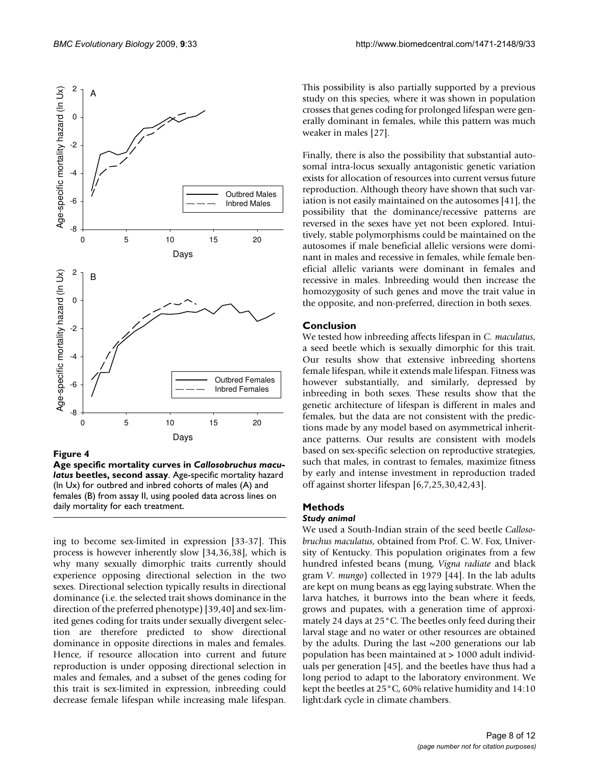A

Age-specific mortality hazard (ln Ux)

2
0
-2
-4
-6
-8

0 5 10 15 20

Days

Outbred Males
Inbred Males

B

Age-specific mortality hazard (ln Ux)

2
0
-2
-4
-6
-8

0 5 10 15 20

Days

Outbred Females
Inbred Females

**Figure 4**

**Age specific mortality curves in *Callosobruchus maculatus* beetles, second assay**. Age-specific mortality hazard (ln Ux) for outbred and inbred cohorts of males (A) and females (B) from assay II, using pooled data across lines on daily mortality for each treatment.

ing to become sex-limited in expression [33-37]. This process is however inherently slow [34,36,38], which is why many sexually dimorphic traits currently should experience opposing directional selection in the two sexes. Directional selection typically results in directional dominance (i.e. the selected trait shows dominance in the direction of the preferred phenotype) [39,40] and sex-limited genes coding for traits under sexually divergent selection are therefore predicted to show directional dominance in opposite directions in males and females. Hence, if resource allocation into current and future reproduction is under opposing directional selection in males and females, and a subset of the genes coding for this trait is sex-limited in expression, inbreeding could decrease female lifespan while increasing male lifespan. This possibility is also partially supported by a previous study on this species, where it was shown in population crosses that genes coding for prolonged lifespan were generally dominant in females, while this pattern was much weaker in males [27].

Finally, there is also the possibility that substantial autosomal intra-locus sexually antagonistic genetic variation exists for allocation of resources into current versus future reproduction. Although theory have shown that such variation is not easily maintained on the autosomes [41], the possibility that the dominance/recessive patterns are reversed in the sexes have yet not been explored. Intuitively, stable polymorphisms could be maintained on the autosomes if male beneficial allelic versions were dominant in males and recessive in females, while female beneficial allelic variants were dominant in females and recessive in males. Inbreeding would then increase the homozygosity of such genes and move the trait value in the opposite, and non-preferred, direction in both sexes.

## Conclusion

We tested how inbreeding affects lifespan in *C. maculatus*, a seed beetle which is sexually dimorphic for this trait. Our results show that extensive inbreeding shortens female lifespan, while it extends male lifespan. Fitness was however substantially, and similarly, depressed by inbreeding in both sexes. These results show that the genetic architecture of lifespan is different in males and females, but the data are not consistent with the predictions made by any model based on asymmetrical inheritance patterns. Our results are consistent with models based on sex-specific selection on reproductive strategies, such that males, in contrast to females, maximize fitness by early and intense investment in reproduction traded off against shorter lifespan [6,7,25,30,42,43].

## Methods

### *Study animal*

We used a South-Indian strain of the seed beetle *Callosobruchus maculatus*, obtained from Prof. C. W. Fox, University of Kentucky. This population originates from a few hundred infested beans (mung, *Vigna radiate* and black gram *V. mungo*) collected in 1979 [44]. In the lab adults are kept on mung beans as egg laying substrate. When the larva hatches, it burrows into the bean where it feeds, grows and pupates, with a generation time of approximately 24 days at 25°C. The beetles only feed during their larval stage and no water or other resources are obtained by the adults. During the last ~200 generations our lab population has been maintained at > 1000 adult individuals per generation [45], and the beetles have thus had a long period to adapt to the laboratory environment. We kept the beetles at 25°C, 60% relative humidity and 14:10 light:dark cycle in climate chambers.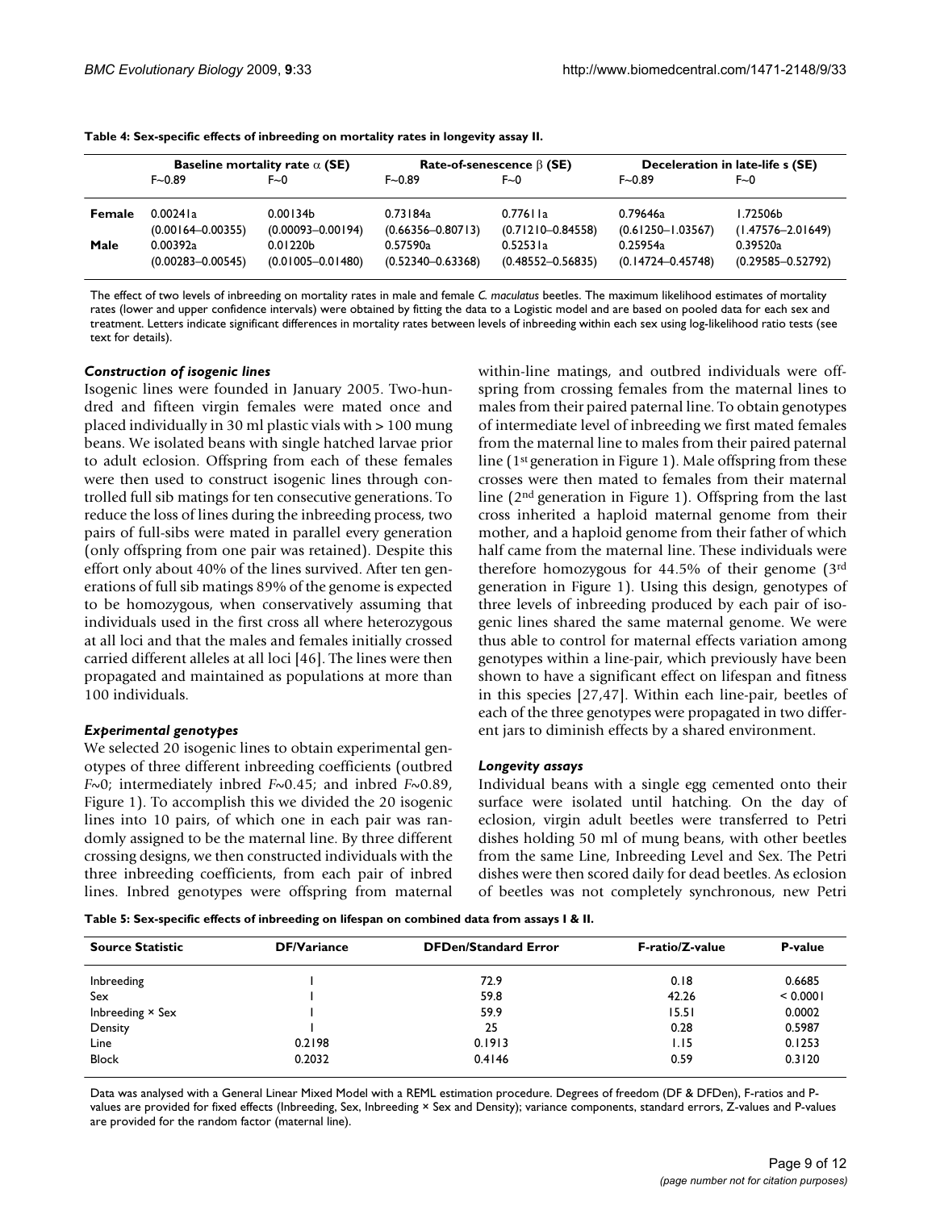**Table 4: Sex-specific effects of inbreeding on mortality rates in longevity assay II.**

| | Baseline mortality rate $\alpha$ (SE) | | Rate-of-senescence $\beta$ (SE) | | Deceleration in late-life s (SE) | |
|---|---|---|---|---|---|---|
| | F~0.89 | F~0 | F~0.89 | F~0 | F~0.89 | F~0 |
| **Female** | 0.00241a (0.00164–0.00355) | 0.00134b (0.00093–0.00194) | 0.73184a (0.66356–0.80713) | 0.77611a (0.71210–0.84558) | 0.79646a (0.61250–1.03567) | 1.72506b (1.47576–2.01649) |
| **Male** | 0.00392a (0.00283–0.00545) | 0.01220b (0.01005–0.01480) | 0.57590a (0.52340–0.63368) | 0.52531a (0.48552–0.56835) | 0.25954a (0.14724–0.45748) | 0.39520a (0.29585–0.52792) |

The effect of two levels of inbreeding on mortality rates in male and female *C. maculatus* beetles. The maximum likelihood estimates of mortality rates (lower and upper confidence intervals) were obtained by fitting the data to a Logistic model and are based on pooled data for each sex and treatment. Letters indicate significant differences in mortality rates between levels of inbreeding within each sex using log-likelihood ratio tests (see text for details).

### *Construction of isogenic lines*

Isogenic lines were founded in January 2005. Two-hundred and fifteen virgin females were mated once and placed individually in 30 ml plastic vials with > 100 mung beans. We isolated beans with single hatched larvae prior to adult eclosion. Offspring from each of these females were then used to construct isogenic lines through controlled full sib matings for ten consecutive generations. To reduce the loss of lines during the inbreeding process, two pairs of full-sibs were mated in parallel every generation (only offspring from one pair was retained). Despite this effort only about 40% of the lines survived. After ten generations of full sib matings 89% of the genome is expected to be homozygous, when conservatively assuming that individuals used in the first cross all where heterozygous at all loci and that the males and females initially crossed carried different alleles at all loci [46]. The lines were then propagated and maintained as populations at more than 100 individuals.

### *Experimental genotypes*

We selected 20 isogenic lines to obtain experimental genotypes of three different inbreeding coefficients (outbred *F*~0; intermediately inbred *F*~0.45; and inbred *F*~0.89, Figure 1). To accomplish this we divided the 20 isogenic lines into 10 pairs, of which one in each pair was randomly assigned to be the maternal line. By three different crossing designs, we then constructed individuals with the three inbreeding coefficients, from each pair of inbred lines. Inbred genotypes were offspring from maternal within-line matings, and outbred individuals were offspring from crossing females from the maternal lines to males from their paired paternal line. To obtain genotypes of intermediate level of inbreeding we first mated females from the maternal line to males from their paired paternal line (1st generation in Figure 1). Male offspring from these crosses were then mated to females from their maternal line (2nd generation in Figure 1). Offspring from the last cross inherited a haploid maternal genome from their mother, and a haploid genome from their father of which half came from the maternal line. These individuals were therefore homozygous for 44.5% of their genome (3rd generation in Figure 1). Using this design, genotypes of three levels of inbreeding produced by each pair of isogenic lines shared the same maternal genome. We were thus able to control for maternal effects variation among genotypes within a line-pair, which previously have been shown to have a significant effect on lifespan and fitness in this species [27,47]. Within each line-pair, beetles of each of the three genotypes were propagated in two different jars to diminish effects by a shared environment.

### *Longevity assays*

Individual beans with a single egg cemented onto their surface were isolated until hatching. On the day of eclosion, virgin adult beetles were transferred to Petri dishes holding 50 ml of mung beans, with other beetles from the same Line, Inbreeding Level and Sex. The Petri dishes were then scored daily for dead beetles. As eclosion of beetles was not completely synchronous, new Petri

**Table 5: Sex-specific effects of inbreeding on lifespan on combined data from assays I & II.**

| Source Statistic | DF/Variance | DFDen/Standard Error | F-ratio/Z-value | P-value |
|---|---|---|---|---|
| Inbreeding | 1 | 72.9 | 0.18 | 0.6685 |
| Sex | 1 | 59.8 | 42.26 | < 0.0001 |
| Inbreeding × Sex | 1 | 59.9 | 15.51 | 0.0002 |
| Density | 1 | 25 | 0.28 | 0.5987 |
| Line | 0.2198 | 0.1913 | 1.15 | 0.1253 |
| Block | 0.2032 | 0.4146 | 0.59 | 0.3120 |

Data was analysed with a General Linear Mixed Model with a REML estimation procedure. Degrees of freedom (DF & DFDen), F-ratios and P-values are provided for fixed effects (Inbreeding, Sex, Inbreeding × Sex and Density); variance components, standard errors, Z-values and P-values are provided for the random factor (maternal line).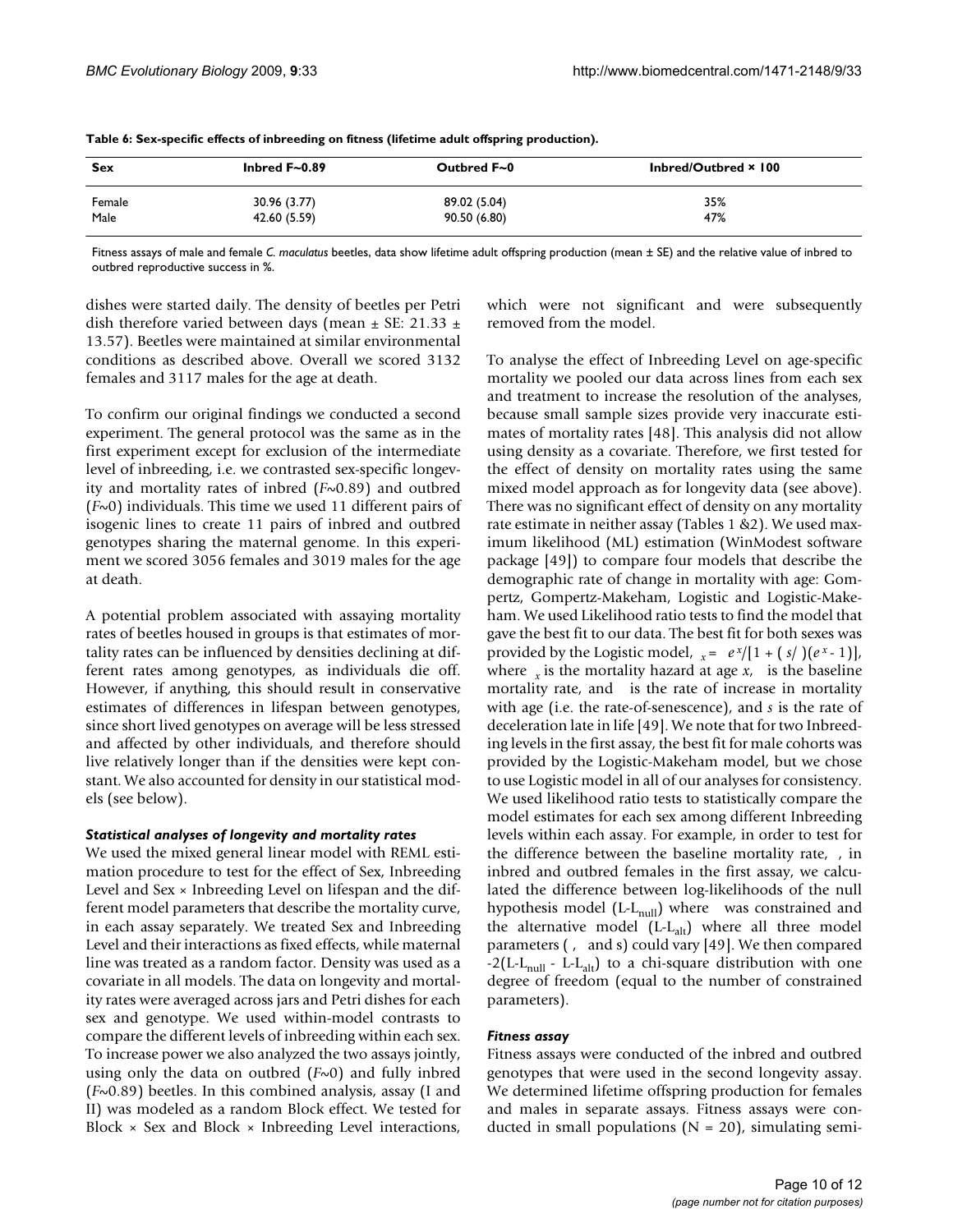**Table 6: Sex-specific effects of inbreeding on fitness (lifetime adult offspring production).**

| Sex | Inbred F~0.89 | Outbred F~0 | Inbred/Outbred × 100 |
| --- | --- | --- | --- |
| Female | 30.96 (3.77) | 89.02 (5.04) | 35% |
| Male | 42.60 (5.59) | 90.50 (6.80) | 47% |

Fitness assays of male and female *C. maculatus* beetles, data show lifetime adult offspring production (mean ± SE) and the relative value of inbred to outbred reproductive success in %.

dishes were started daily. The density of beetles per Petri dish therefore varied between days (mean ± SE: 21.33 ± 13.57). Beetles were maintained at similar environmental conditions as described above. Overall we scored 3132 females and 3117 males for the age at death.

To confirm our original findings we conducted a second experiment. The general protocol was the same as in the first experiment except for exclusion of the intermediate level of inbreeding, i.e. we contrasted sex-specific longevity and mortality rates of inbred (*F*~0.89) and outbred (*F*~0) individuals. This time we used 11 different pairs of isogenic lines to create 11 pairs of inbred and outbred genotypes sharing the maternal genome. In this experiment we scored 3056 females and 3019 males for the age at death.

A potential problem associated with assaying mortality rates of beetles housed in groups is that estimates of mortality rates can be influenced by densities declining at different rates among genotypes, as individuals die off. However, if anything, this should result in conservative estimates of differences in lifespan between genotypes, since short lived genotypes on average will be less stressed and affected by other individuals, and therefore should live relatively longer than if the densities were kept constant. We also accounted for density in our statistical models (see below).

### *Statistical analyses of longevity and mortality rates*

We used the mixed general linear model with REML estimation procedure to test for the effect of Sex, Inbreeding Level and Sex × Inbreeding Level on lifespan and the different model parameters that describe the mortality curve, in each assay separately. We treated Sex and Inbreeding Level and their interactions as fixed effects, while maternal line was treated as a random factor. Density was used as a covariate in all models. The data on longevity and mortality rates were averaged across jars and Petri dishes for each sex and genotype. We used within-model contrasts to compare the different levels of inbreeding within each sex. To increase power we also analyzed the two assays jointly, using only the data on outbred (*F*~0) and fully inbred (*F*~0.89) beetles. In this combined analysis, assay (I and II) was modeled as a random Block effect. We tested for Block × Sex and Block × Inbreeding Level interactions, which were not significant and were subsequently removed from the model.

To analyse the effect of Inbreeding Level on age-specific mortality we pooled our data across lines from each sex and treatment to increase the resolution of the analyses, because small sample sizes provide very inaccurate estimates of mortality rates [48]. This analysis did not allow using density as a covariate. Therefore, we first tested for the effect of density on mortality rates using the same mixed model approach as for longevity data (see above). There was no significant effect of density on any mortality rate estimate in neither assay (Tables 1 &2). We used maximum likelihood (ML) estimation (WinModest software package [49]) to compare four models that describe the demographic rate of change in mortality with age: Gompertz, Gompertz-Makeham, Logistic and Logistic-Makeham. We used Likelihood ratio tests to find the model that gave the best fit to our data. The best fit for both sexes was provided by the Logistic model, $\mu_x = \alpha e^{\beta x}/[1 + (\alpha s/\beta)(e^{\beta x} - 1)]$, where $\mu_x$ is the mortality hazard at age $x$, $\alpha$ is the baseline mortality rate, and $\beta$ is the rate of increase in mortality with age (i.e. the rate-of-senescence), and $s$ is the rate of deceleration late in life [49]. We note that for two Inbreeding levels in the first assay, the best fit for male cohorts was provided by the Logistic-Makeham model, but we chose to use Logistic model in all of our analyses for consistency. We used likelihood ratio tests to statistically compare the model estimates for each sex among different Inbreeding levels within each assay. For example, in order to test for the difference between the baseline mortality rate, $\alpha$, in inbred and outbred females in the first assay, we calculated the difference between log-likelihoods of the null hypothesis model ($L\text{-}L_{null}$) where $\alpha$ was constrained and the alternative model ($L\text{-}L_{alt}$) where all three model parameters ($\alpha$, $\beta$ and s) could vary [49]. We then compared $-2(L\text{-}L_{null} - L\text{-}L_{alt})$ to a chi-square distribution with one degree of freedom (equal to the number of constrained parameters).

### *Fitness assay*

Fitness assays were conducted of the inbred and outbred genotypes that were used in the second longevity assay. We determined lifetime offspring production for females and males in separate assays. Fitness assays were conducted in small populations (N = 20), simulating semi-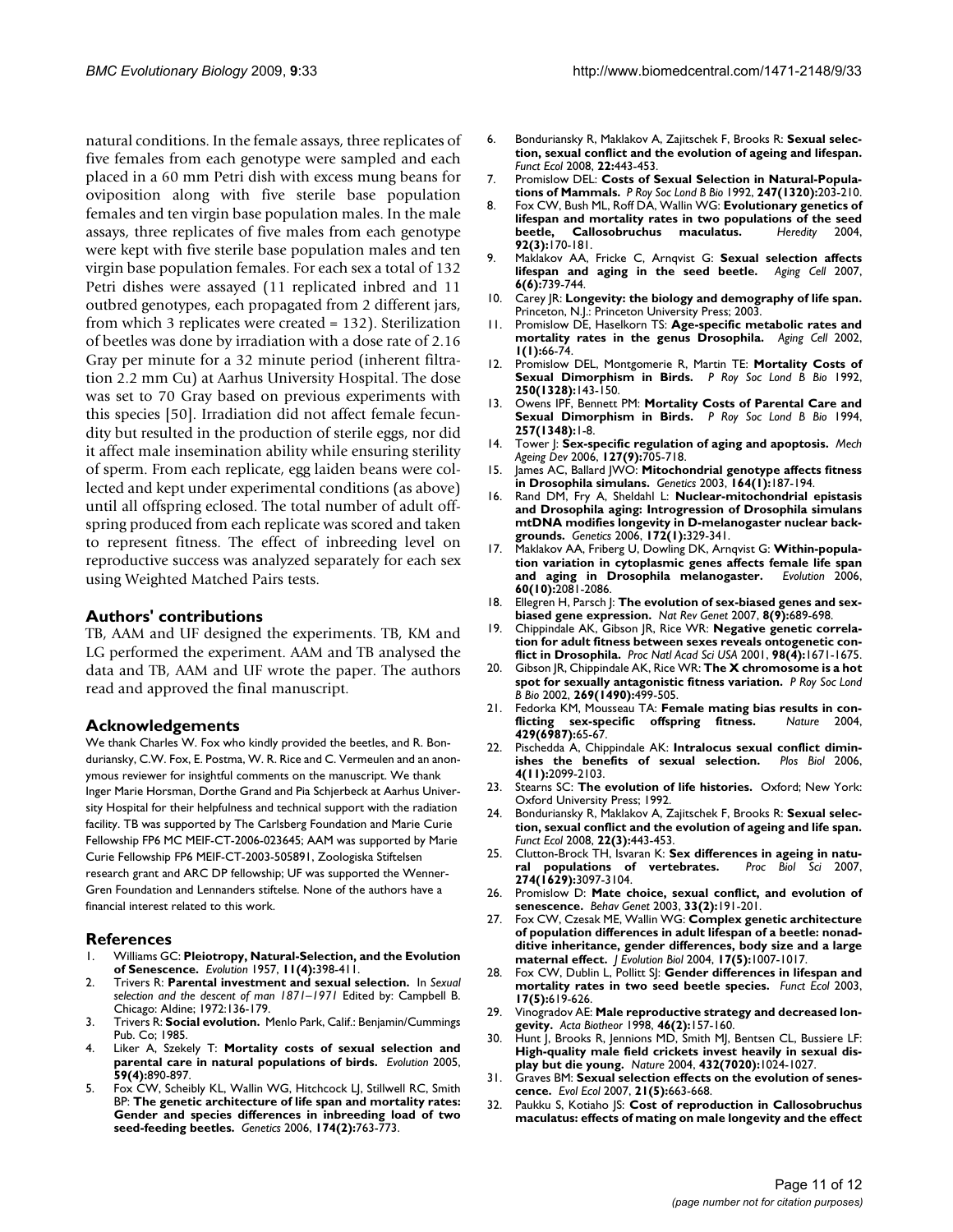natural conditions. In the female assays, three replicates of five females from each genotype were sampled and each placed in a 60 mm Petri dish with excess mung beans for oviposition along with five sterile base population females and ten virgin base population males. In the male assays, three replicates of five males from each genotype were kept with five sterile base population males and ten virgin base population females. For each sex a total of 132 Petri dishes were assayed (11 replicated inbred and 11 outbred genotypes, each propagated from 2 different jars, from which 3 replicates were created = 132). Sterilization of beetles was done by irradiation with a dose rate of 2.16 Gray per minute for a 32 minute period (inherent filtration 2.2 mm Cu) at Aarhus University Hospital. The dose was set to 70 Gray based on previous experiments with this species [50]. Irradiation did not affect female fecundity but resulted in the production of sterile eggs, nor did it affect male insemination ability while ensuring sterility of sperm. From each replicate, egg laiden beans were collected and kept under experimental conditions (as above) until all offspring eclosed. The total number of adult offspring produced from each replicate was scored and taken to represent fitness. The effect of inbreeding level on reproductive success was analyzed separately for each sex using Weighted Matched Pairs tests.

## Authors' contributions

TB, AAM and UF designed the experiments. TB, KM and LG performed the experiment. AAM and TB analysed the data and TB, AAM and UF wrote the paper. The authors read and approved the final manuscript.

## Acknowledgements

We thank Charles W. Fox who kindly provided the beetles, and R. Bonduriansky, C.W. Fox, E. Postma, W. R. Rice and C. Vermeulen and an anonymous reviewer for insightful comments on the manuscript. We thank Inger Marie Horsman, Dorthe Grand and Pia Schjerbeck at Aarhus University Hospital for their helpfulness and technical support with the radiation facility. TB was supported by The Carlsberg Foundation and Marie Curie Fellowship FP6 MC MEIF-CT-2006-023645; AAM was supported by Marie Curie Fellowship FP6 MEIF-CT-2003-505891, Zoologiska Stiftelsen research grant and ARC DP fellowship; UF was supported the Wenner-Gren Foundation and Lennanders stiftelse. None of the authors have a financial interest related to this work.

## References

1. Williams GC: **Pleiotropy, Natural-Selection, and the Evolution of Senescence.** *Evolution* 1957, **11(4)**:398-411.
2. Trivers R: **Parental investment and sexual selection.** In *Sexual selection and the descent of man 1871–1971* Edited by: Campbell B. Chicago: Aldine; 1972:136-179.
3. Trivers R: **Social evolution.** Menlo Park, Calif.: Benjamin/Cummings Pub. Co; 1985.
4. Liker A, Szekely T: **Mortality costs of sexual selection and parental care in natural populations of birds.** *Evolution* 2005, **59(4)**:890-897.
5. Fox CW, Scheibly KL, Wallin WG, Hitchcock LJ, Stillwell RC, Smith BP: **The genetic architecture of life span and mortality rates: Gender and species differences in inbreeding load of two seed-feeding beetles.** *Genetics* 2006, **174(2)**:763-773.
6. Bonduriansky R, Maklakov A, Zajitschek F, Brooks R: **Sexual selection, sexual conflict and the evolution of ageing and lifespan.** *Funct Ecol* 2008, **22**:443-453.
7. Promislow DEL: **Costs of Sexual Selection in Natural-Populations of Mammals.** *P Roy Soc Lond B Bio* 1992, **247(1320)**:203-210.
8. Fox CW, Bush ML, Roff DA, Wallin WG: **Evolutionary genetics of lifespan and mortality rates in two populations of the seed beetle, Callosobruchus maculatus.** *Heredity* 2004, **92(3)**:170-181.
9. Maklakov AA, Fricke C, Arnqvist G: **Sexual selection affects lifespan and aging in the seed beetle.** *Aging Cell* 2007, **6(6)**:739-744.
10. Carey JR: **Longevity: the biology and demography of life span.** Princeton, N.J.: Princeton University Press; 2003.
11. Promislow DE, Haselkorn TS: **Age-specific metabolic rates and mortality rates in the genus Drosophila.** *Aging Cell* 2002, **1(1)**:66-74.
12. Promislow DEL, Montgomerie R, Martin TE: **Mortality Costs of Sexual Dimorphism in Birds.** *P Roy Soc Lond B Bio* 1992, **250(1328)**:143-150.
13. Owens IPF, Bennett PM: **Mortality Costs of Parental Care and Sexual Dimorphism in Birds.** *P Roy Soc Lond B Bio* 1994, **257(1348)**:1-8.
14. Tower J: **Sex-specific regulation of aging and apoptosis.** *Mech Ageing Dev* 2006, **127(9)**:705-718.
15. James AC, Ballard JWO: **Mitochondrial genotype affects fitness in Drosophila simulans.** *Genetics* 2003, **164(1)**:187-194.
16. Rand DM, Fry A, Sheldahl L: **Nuclear-mitochondrial epistasis and Drosophila aging: Introgression of Drosophila simulans mtDNA modifies longevity in D-melanogaster nuclear backgrounds.** *Genetics* 2006, **172(1)**:329-341.
17. Maklakov AA, Friberg U, Dowling DK, Arnqvist G: **Within-population variation in cytoplasmic genes affects female life span and aging in Drosophila melanogaster.** *Evolution* 2006, **60(10)**:2081-2086.
18. Ellegren H, Parsch J: **The evolution of sex-biased genes and sex-biased gene expression.** *Nat Rev Genet* 2007, **8(9)**:689-698.
19. Chippindale AK, Gibson JR, Rice WR: **Negative genetic correlation for adult fitness between sexes reveals ontogenetic conflict in Drosophila.** *Proc Natl Acad Sci USA* 2001, **98(4)**:1671-1675.
20. Gibson JR, Chippindale AK, Rice WR: **The X chromosome is a hot spot for sexually antagonistic fitness variation.** *P Roy Soc Lond B Bio* 2002, **269(1490)**:499-505.
21. Fedorka KM, Mousseau TA: **Female mating bias results in conflicting sex-specific offspring fitness.** *Nature* 2004, **429(6987)**:65-67.
22. Pischedda A, Chippindale AK: **Intralocus sexual conflict diminishes the benefits of sexual selection.** *Plos Biol* 2006, **4(11)**:2099-2103.
23. Stearns SC: **The evolution of life histories.** Oxford; New York: Oxford University Press; 1992.
24. Bonduriansky R, Maklakov A, Zajitschek F, Brooks R: **Sexual selection, sexual conflict and the evolution of ageing and life span.** *Funct Ecol* 2008, **22(3)**:443-453.
25. Clutton-Brock TH, Isvaran K: **Sex differences in ageing in natural populations of vertebrates.** *Proc Biol Sci* 2007, **274(1629)**:3097-3104.
26. Promislow D: **Mate choice, sexual conflict, and evolution of senescence.** *Behav Genet* 2003, **33(2)**:191-201.
27. Fox CW, Czesak ME, Wallin WG: **Complex genetic architecture of population differences in adult lifespan of a beetle: nonadditive inheritance, gender differences, body size and a large maternal effect.** *J Evolution Biol* 2004, **17(5)**:1007-1017.
28. Fox CW, Dublin L, Pollitt SJ: **Gender differences in lifespan and mortality rates in two seed beetle species.** *Funct Ecol* 2003, **17(5)**:619-626.
29. Vinogradov AE: **Male reproductive strategy and decreased longevity.** *Acta Biotheor* 1998, **46(2)**:157-160.
30. Hunt J, Brooks R, Jennions MD, Smith MJ, Bentsen CL, Bussiere LF: **High-quality male field crickets invest heavily in sexual display but die young.** *Nature* 2004, **432(7020)**:1024-1027.
31. Graves BM: **Sexual selection effects on the evolution of senescence.** *Evol Ecol* 2007, **21(5)**:663-668.
32. Paukku S, Kotiaho JS: **Cost of reproduction in Callosobruchus maculatus: effects of mating on male longevity and the effect**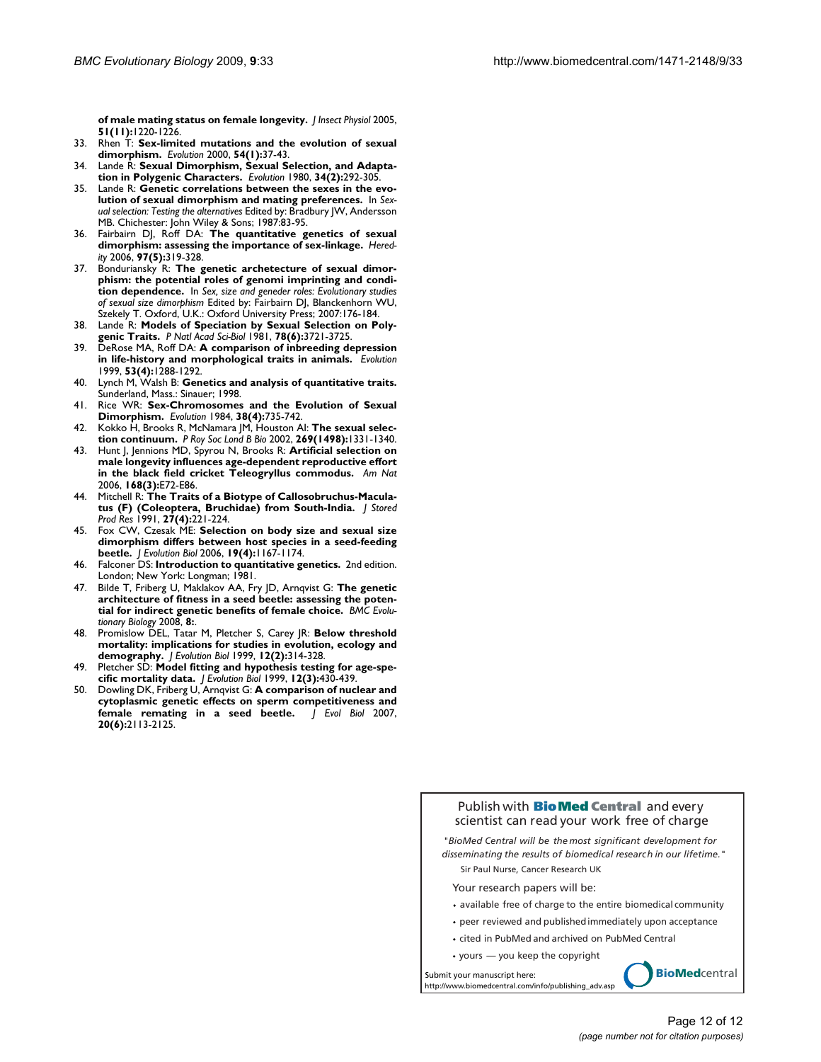of male mating status on female longevity. *J Insect Physiol* 2005, **51(11):**1220-1226.

33. Rhen T: **Sex-limited mutations and the evolution of sexual dimorphism.** *Evolution* 2000, **54(1):**37-43.
34. Lande R: **Sexual Dimorphism, Sexual Selection, and Adaptation in Polygenic Characters.** *Evolution* 1980, **34(2):**292-305.
35. Lande R: **Genetic correlations between the sexes in the evolution of sexual dimorphism and mating preferences.** In *Sexual selection: Testing the alternatives* Edited by: Bradbury JW, Andersson MB. Chichester: John Wiley & Sons; 1987:83-95.
36. Fairbairn DJ, Roff DA: **The quantitative genetics of sexual dimorphism: assessing the importance of sex-linkage.** *Heredity* 2006, **97(5):**319-328.
37. Bonduriansky R: **The genetic archetecture of sexual dimorphism: the potential roles of genomi imprinting and condition dependence.** In *Sex, size and geneder roles: Evolutionary studies of sexual size dimorphism* Edited by: Fairbairn DJ, Blanckenhorn WU, Szekely T. Oxford, U.K.: Oxford University Press; 2007:176-184.
38. Lande R: **Models of Speciation by Sexual Selection on Polygenic Traits.** *P Natl Acad Sci-Biol* 1981, **78(6):**3721-3725.
39. DeRose MA, Roff DA: **A comparison of inbreeding depression in life-history and morphological traits in animals.** *Evolution* 1999, **53(4):**1288-1292.
40. Lynch M, Walsh B: **Genetics and analysis of quantitative traits.** Sunderland, Mass.: Sinauer; 1998.
41. Rice WR: **Sex-Chromosomes and the Evolution of Sexual Dimorphism.** *Evolution* 1984, **38(4):**735-742.
42. Kokko H, Brooks R, McNamara JM, Houston AI: **The sexual selection continuum.** *P Roy Soc Lond B Bio* 2002, **269(1498):**1331-1340.
43. Hunt J, Jennions MD, Spyrou N, Brooks R: **Artificial selection on male longevity influences age-dependent reproductive effort in the black field cricket Teleogryllus commodus.** *Am Nat* 2006, **168(3):**E72-E86.
44. Mitchell R: **The Traits of a Biotype of Callosobruchus-Maculatus (F) (Coleoptera, Bruchidae) from South-India.** *J Stored Prod Res* 1991, **27(4):**221-224.
45. Fox CW, Czesak ME: **Selection on body size and sexual size dimorphism differs between host species in a seed-feeding beetle.** *J Evolution Biol* 2006, **19(4):**1167-1174.
46. Falconer DS: **Introduction to quantitative genetics.** 2nd edition. London; New York: Longman; 1981.
47. Bilde T, Friberg U, Maklakov AA, Fry JD, Arnqvist G: **The genetic architecture of fitness in a seed beetle: assessing the potential for indirect genetic benefits of female choice.** *BMC Evolutionary Biology* 2008, **8:**.
48. Promislow DEL, Tatar M, Pletcher S, Carey JR: **Below threshold mortality: implications for studies in evolution, ecology and demography.** *J Evolution Biol* 1999, **12(2):**314-328.
49. Pletcher SD: **Model fitting and hypothesis testing for age-specific mortality data.** *J Evolution Biol* 1999, **12(3):**430-439.
50. Dowling DK, Friberg U, Arnqvist G: **A comparison of nuclear and cytoplasmic genetic effects on sperm competitiveness and female remating in a seed beetle.** *J Evol Biol* 2007, **20(6):**2113-2125.

Publish with **BioMed Central** and every scientist can read your work free of charge

*"BioMed Central will be the most significant development for disseminating the results of biomedical research in our lifetime."*

Sir Paul Nurse, Cancer Research UK

Your research papers will be:

- available free of charge to the entire biomedical community
- peer reviewed and published immediately upon acceptance
- cited in PubMed and archived on PubMed Central
- yours — you keep the copyright

Submit your manuscript here:
http://www.biomedcentral.com/info/publishing_adv.asp

**BioMed**central